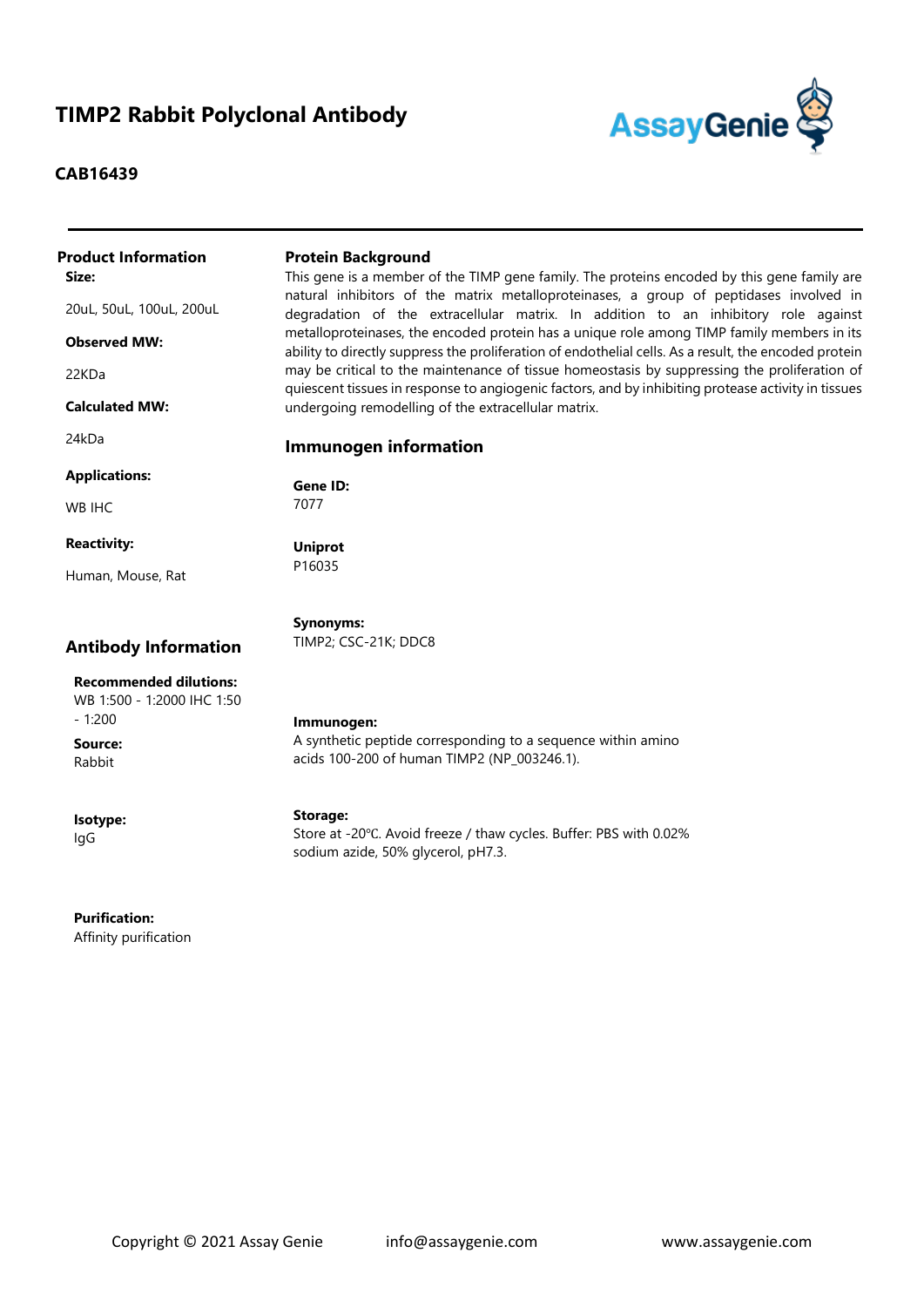# TIMP2 Rabbit Polyclonal Antibody

**CAB16439**

## Product Information

**Size:**

20uL, 50uL, 100uL, 200uL

**Observed MW:**

22KDa

**Calculated MW:**

24kDa

**Applications:**

WB IHC

**Reactivity:**

Human, Mouse, Rat

## Protein Background

This gene is a member of the TIMP gene family. The proteins encoded by this gene family are natural inhibitors of the matrix metalloproteinases, a group of peptidases involved in degradation of the extracellular matrix. In addition to an inhibitory role against metalloproteinases, the encoded protein has a unique role among TIMP family members in its ability to directly suppress the proliferation of endothelial cells. As a result, the encoded protein may be critical to the maintenance of tissue homeostasis by suppressing the proliferation of quiescent tissues in response to angiogenic factors, and by inhibiting protease activity in tissues undergoing remodelling of the extracellular matrix.

## Immunogen information

**Gene ID:**
7077

**Uniprot**
P16035

**Synonyms:**
TIMP2; CSC-21K; DDC8

**Immunogen:**
A synthetic peptide corresponding to a sequence within amino acids 100-200 of human TIMP2 (NP_003246.1).

**Storage:**
Store at -20℃. Avoid freeze / thaw cycles. Buffer: PBS with 0.02% sodium azide, 50% glycerol, pH7.3.

## Antibody Information

**Recommended dilutions:**
WB 1:500 - 1:2000 IHC 1:50 - 1:200

**Source:**
Rabbit

**Isotype:**
IgG

**Purification:**
Affinity purification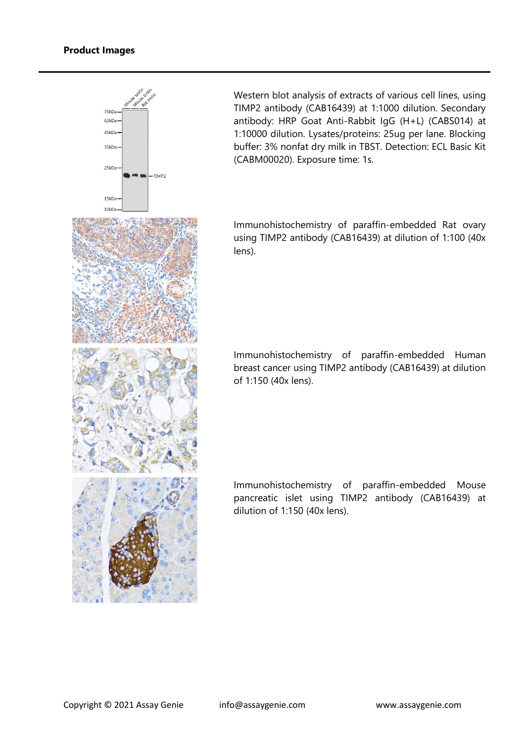**Product Images**

Mouse testis
Mouse brain
Rat testis

75kDa
60kDa
45kDa
35kDa
25kDa
15kDa
10kDa

TIMP2

Western blot analysis of extracts of various cell lines, using TIMP2 antibody (CAB16439) at 1:1000 dilution. Secondary antibody: HRP Goat Anti-Rabbit IgG (H+L) (CABS014) at 1:10000 dilution. Lysates/proteins: 25ug per lane. Blocking buffer: 3% nonfat dry milk in TBST. Detection: ECL Basic Kit (CABM00020). Exposure time: 1s.

Immunohistochemistry of paraffin-embedded Rat ovary using TIMP2 antibody (CAB16439) at dilution of 1:100 (40x lens).

Immunohistochemistry of paraffin-embedded Human breast cancer using TIMP2 antibody (CAB16439) at dilution of 1:150 (40x lens).

Immunohistochemistry of paraffin-embedded Mouse pancreatic islet using TIMP2 antibody (CAB16439) at dilution of 1:150 (40x lens).

Copyright © 2021 Assay Genie info@assaygenie.com www.assaygenie.com